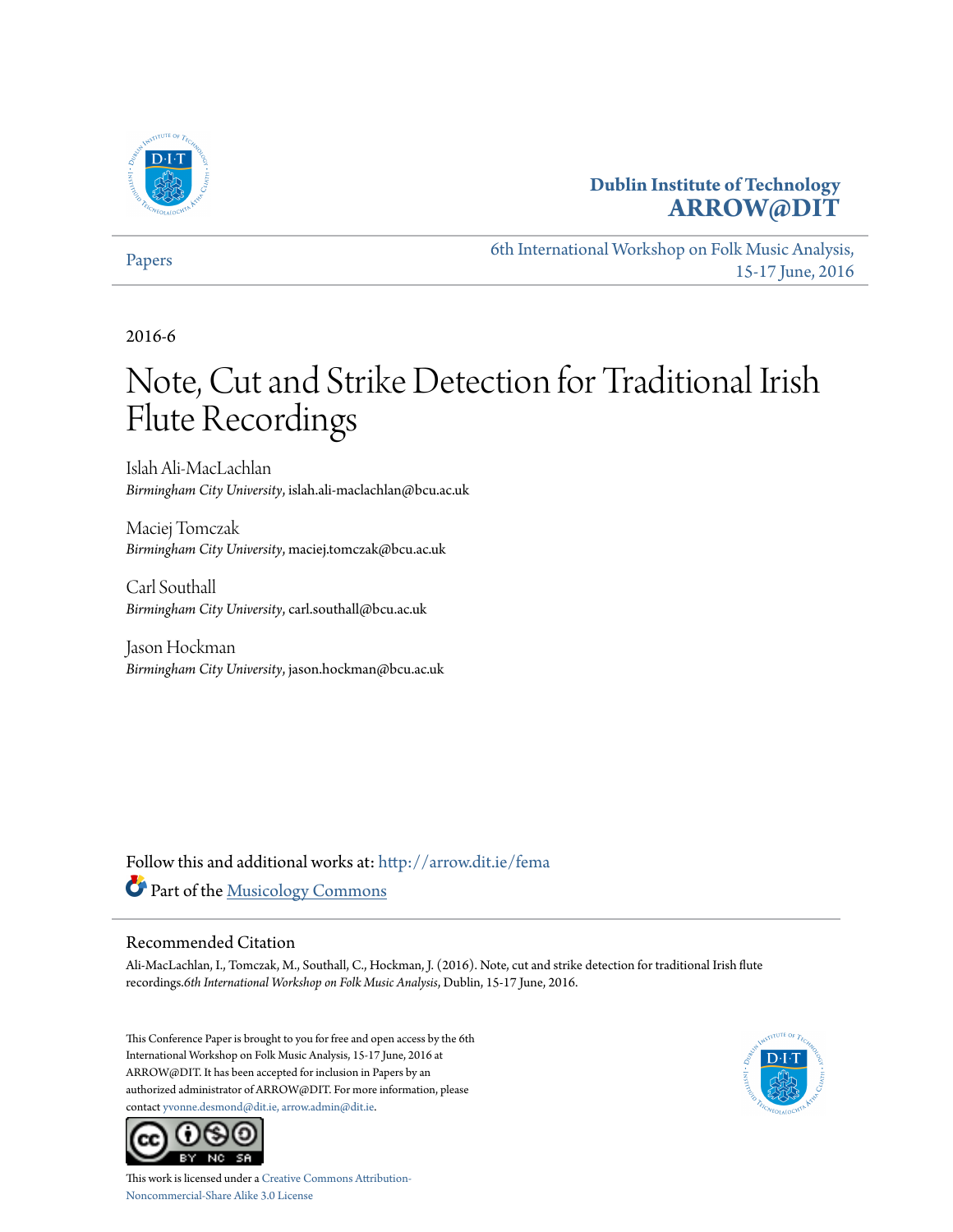**Dublin Institute of Technology**
**ARROW@DIT**

Papers

6th International Workshop on Folk Music Analysis, 15-17 June, 2016

2016-6

# Note, Cut and Strike Detection for Traditional Irish Flute Recordings

Islah Ali-MacLachlan
*Birmingham City University*, islah.ali-maclachlan@bcu.ac.uk

Maciej Tomczak
*Birmingham City University*, maciej.tomczak@bcu.ac.uk

Carl Southall
*Birmingham City University*, carl.southall@bcu.ac.uk

Jason Hockman
*Birmingham City University*, jason.hockman@bcu.ac.uk

Follow this and additional works at: http://arrow.dit.ie/fema

Part of the Musicology Commons

## Recommended Citation

Ali-MacLachlan, I., Tomczak, M., Southall, C., Hockman, J. (2016). Note, cut and strike detection for traditional Irish flute recordings.*6th International Workshop on Folk Music Analysis*, Dublin, 15-17 June, 2016.

This Conference Paper is brought to you for free and open access by the 6th International Workshop on Folk Music Analysis, 15-17 June, 2016 at ARROW@DIT. It has been accepted for inclusion in Papers by an authorized administrator of ARROW@DIT. For more information, please contact yvonne.desmond@dit.ie, arrow.admin@dit.ie.

This work is licensed under a Creative Commons Attribution-Noncommercial-Share Alike 3.0 License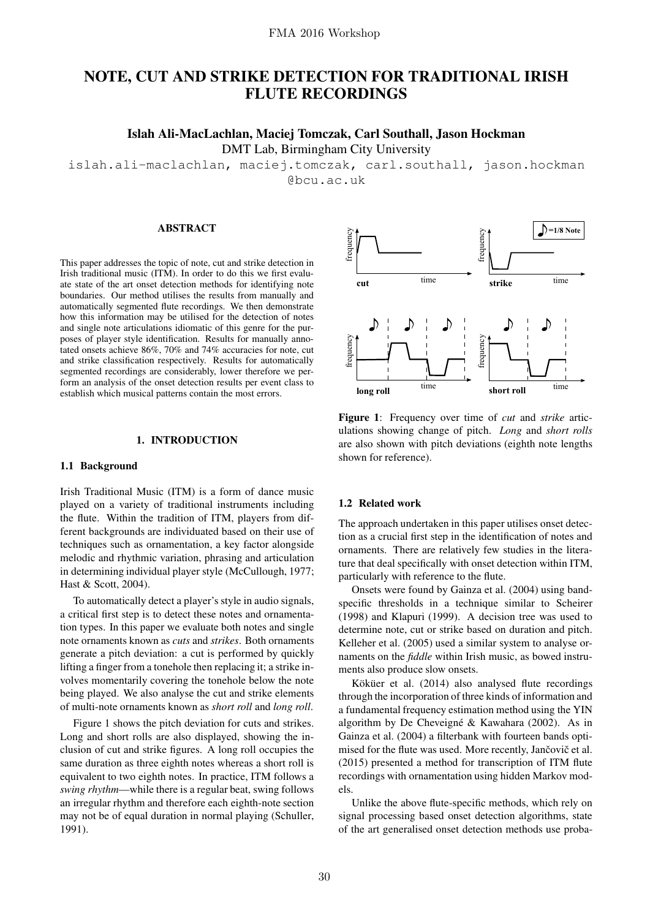# NOTE, CUT AND STRIKE DETECTION FOR TRADITIONAL IRISH FLUTE RECORDINGS

**Islah Ali-MacLachlan, Maciej Tomczak, Carl Southall, Jason Hockman**
DMT Lab, Birmingham City University
islah.ali-maclachlan, maciej.tomczak, carl.southall, jason.hockman @bcu.ac.uk

## ABSTRACT

This paper addresses the topic of note, cut and strike detection in Irish traditional music (ITM). In order to do this we first evaluate state of the art onset detection methods for identifying note boundaries. Our method utilises the results from manually and automatically segmented flute recordings. We then demonstrate how this information may be utilised for the detection of notes and single note articulations idiomatic of this genre for the purposes of player style identification. Results for manually annotated onsets achieve 86%, 70% and 74% accuracies for note, cut and strike classification respectively. Results for automatically segmented recordings are considerably, lower therefore we perform an analysis of the onset detection results per event class to establish which musical patterns contain the most errors.

## 1. INTRODUCTION

### 1.1 Background

Irish Traditional Music (ITM) is a form of dance music played on a variety of traditional instruments including the flute. Within the tradition of ITM, players from different backgrounds are individuated based on their use of techniques such as ornamentation, a key factor alongside melodic and rhythmic variation, phrasing and articulation in determining individual player style (McCullough, 1977; Hast & Scott, 2004).

To automatically detect a player's style in audio signals, a critical first step is to detect these notes and ornamentation types. In this paper we evaluate both notes and single note ornaments known as *cuts* and *strikes*. Both ornaments generate a pitch deviation: a cut is performed by quickly lifting a finger from a tonehole then replacing it; a strike involves momentarily covering the tonehole below the note being played. We also analyse the cut and strike elements of multi-note ornaments known as *short roll* and *long roll*.

Figure 1 shows the pitch deviation for cuts and strikes. Long and short rolls are also displayed, showing the inclusion of cut and strike figures. A long roll occupies the same duration as three eighth notes whereas a short roll is equivalent to two eighth notes. In practice, ITM follows a *swing rhythm*—while there is a regular beat, swing follows an irregular rhythm and therefore each eighth-note section may not be of equal duration in normal playing (Schuller, 1991).

**Figure 1**: Frequency over time of *cut* and *strike* articulations showing change of pitch. *Long* and *short rolls* are also shown with pitch deviations (eighth note lengths shown for reference).

### 1.2 Related work

The approach undertaken in this paper utilises onset detection as a crucial first step in the identification of notes and ornaments. There are relatively few studies in the literature that deal specifically with onset detection within ITM, particularly with reference to the flute.

Onsets were found by Gainza et al. (2004) using band-specific thresholds in a technique similar to Scheirer (1998) and Klapuri (1999). A decision tree was used to determine note, cut or strike based on duration and pitch. Kelleher et al. (2005) used a similar system to analyse ornaments on the *fiddle* within Irish music, as bowed instruments also produce slow onsets.

Köküer et al. (2014) also analysed flute recordings through the incorporation of three kinds of information and a fundamental frequency estimation method using the YIN algorithm by De Cheveigné & Kawahara (2002). As in Gainza et al. (2004) a filterbank with fourteen bands optimised for the flute was used. More recently, Jančovič et al. (2015) presented a method for transcription of ITM flute recordings with ornamentation using hidden Markov models.

Unlike the above flute-specific methods, which rely on signal processing based onset detection algorithms, state of the art generalised onset detection methods use proba-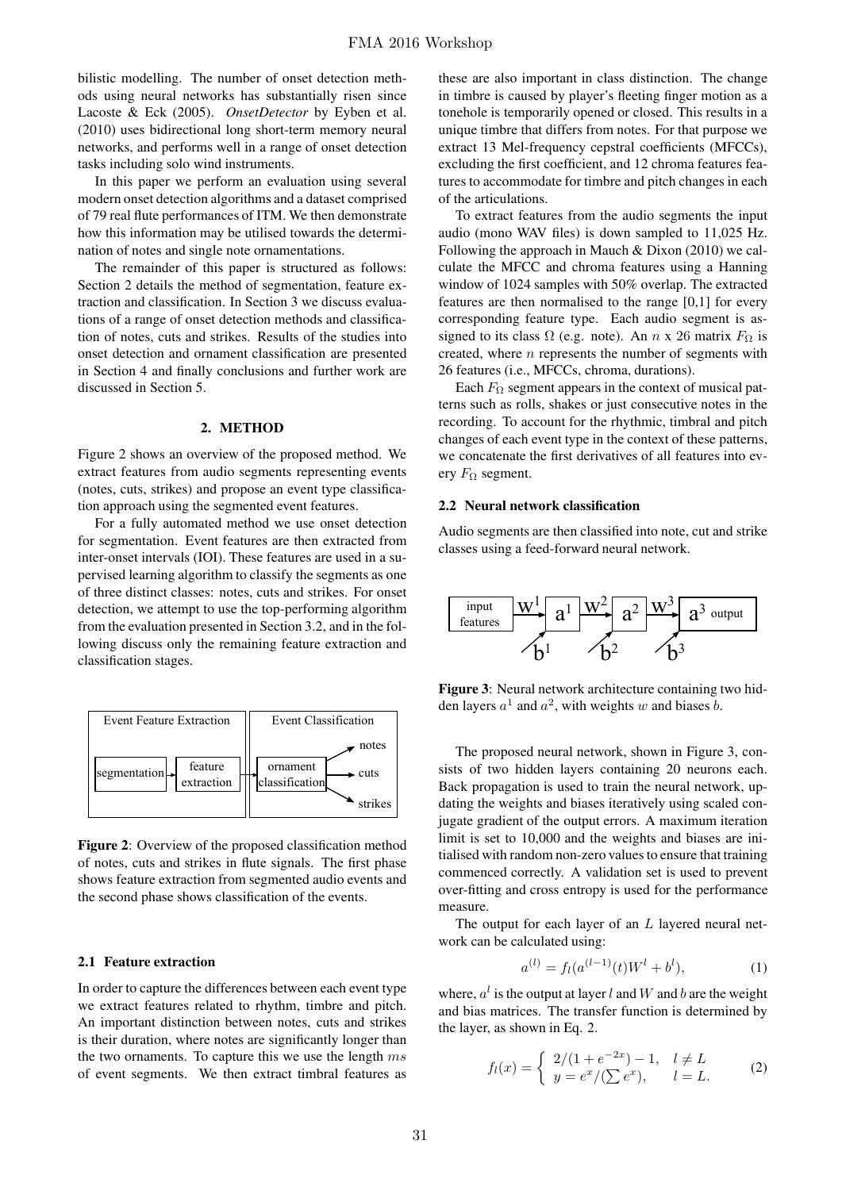bilistic modelling. The number of onset detection methods using neural networks has substantially risen since Lacoste & Eck (2005). *OnsetDetector* by Eyben et al. (2010) uses bidirectional long short-term memory neural networks, and performs well in a range of onset detection tasks including solo wind instruments.

In this paper we perform an evaluation using several modern onset detection algorithms and a dataset comprised of 79 real flute performances of ITM. We then demonstrate how this information may be utilised towards the determination of notes and single note ornamentations.

The remainder of this paper is structured as follows: Section 2 details the method of segmentation, feature extraction and classification. In Section 3 we discuss evaluations of a range of onset detection methods and classification of notes, cuts and strikes. Results of the studies into onset detection and ornament classification are presented in Section 4 and finally conclusions and further work are discussed in Section 5.

## 2. METHOD

Figure 2 shows an overview of the proposed method. We extract features from audio segments representing events (notes, cuts, strikes) and propose an event type classification approach using the segmented event features.

For a fully automated method we use onset detection for segmentation. Event features are then extracted from inter-onset intervals (IOI). These features are used in a supervised learning algorithm to classify the segments as one of three distinct classes: notes, cuts and strikes. For onset detection, we attempt to use the top-performing algorithm from the evaluation presented in Section 3.2, and in the following discuss only the remaining feature extraction and classification stages.

**Figure 2**: Overview of the proposed classification method of notes, cuts and strikes in flute signals. The first phase shows feature extraction from segmented audio events and the second phase shows classification of the events.

### 2.1 Feature extraction

In order to capture the differences between each event type we extract features related to rhythm, timbre and pitch. An important distinction between notes, cuts and strikes is their duration, where notes are significantly longer than the two ornaments. To capture this we use the length $ms$ of event segments. We then extract timbral features as these are also important in class distinction. The change in timbre is caused by player's fleeting finger motion as a tonehole is temporarily opened or closed. This results in a unique timbre that differs from notes. For that purpose we extract 13 Mel-frequency cepstral coefficients (MFCCs), excluding the first coefficient, and 12 chroma features features to accommodate for timbre and pitch changes in each of the articulations.

To extract features from the audio segments the input audio (mono WAV files) is down sampled to 11,025 Hz. Following the approach in Mauch & Dixon (2010) we calculate the MFCC and chroma features using a Hanning window of 1024 samples with 50% overlap. The extracted features are then normalised to the range [0,1] for every corresponding feature type. Each audio segment is assigned to its class $\Omega$ (e.g. note). An $n$ x 26 matrix $F_\Omega$ is created, where $n$ represents the number of segments with 26 features (i.e., MFCCs, chroma, durations).

Each $F_\Omega$ segment appears in the context of musical patterns such as rolls, shakes or just consecutive notes in the recording. To account for the rhythmic, timbral and pitch changes of each event type in the context of these patterns, we concatenate the first derivatives of all features into every $F_\Omega$ segment.

### 2.2 Neural network classification

Audio segments are then classified into note, cut and strike classes using a feed-forward neural network.

**Figure 3**: Neural network architecture containing two hidden layers $a^1$ and $a^2$, with weights $w$ and biases $b$.

The proposed neural network, shown in Figure 3, consists of two hidden layers containing 20 neurons each. Back propagation is used to train the neural network, updating the weights and biases iteratively using scaled conjugate gradient of the output errors. A maximum iteration limit is set to 10,000 and the weights and biases are initialised with random non-zero values to ensure that training commenced correctly. A validation set is used to prevent over-fitting and cross entropy is used for the performance measure.

The output for each layer of an $L$ layered neural network can be calculated using:

$$a^{(l)} = f_l(a^{(l-1)}(t)W^l + b^l), \tag{1}$$

where, $a^l$ is the output at layer $l$ and $W$ and $b$ are the weight and bias matrices. The transfer function is determined by the layer, as shown in Eq. 2.

$$f_l(x) = \begin{cases} 2/(1+e^{-2x}) - 1, & l \neq L \\ y = e^x/(\sum e^x), & l = L. \end{cases} \tag{2}$$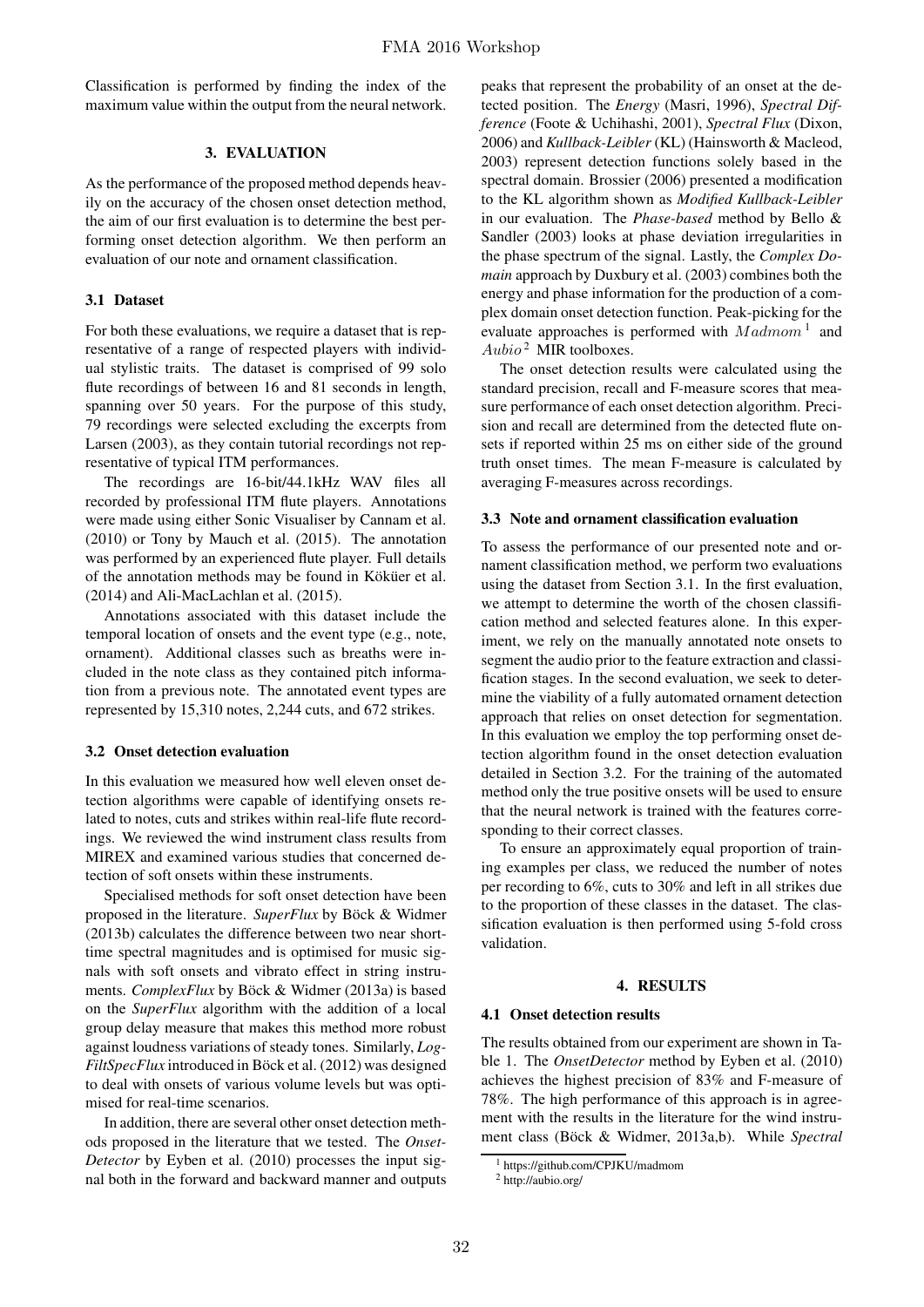Classification is performed by finding the index of the maximum value within the output from the neural network.

## 3. EVALUATION

As the performance of the proposed method depends heavily on the accuracy of the chosen onset detection method, the aim of our first evaluation is to determine the best performing onset detection algorithm. We then perform an evaluation of our note and ornament classification.

### 3.1 Dataset

For both these evaluations, we require a dataset that is representative of a range of respected players with individual stylistic traits. The dataset is comprised of 99 solo flute recordings of between 16 and 81 seconds in length, spanning over 50 years. For the purpose of this study, 79 recordings were selected excluding the excerpts from Larsen (2003), as they contain tutorial recordings not representative of typical ITM performances.

The recordings are 16-bit/44.1kHz WAV files all recorded by professional ITM flute players. Annotations were made using either Sonic Visualiser by Cannam et al. (2010) or Tony by Mauch et al. (2015). The annotation was performed by an experienced flute player. Full details of the annotation methods may be found in Köküer et al. (2014) and Ali-MacLachlan et al. (2015).

Annotations associated with this dataset include the temporal location of onsets and the event type (e.g., note, ornament). Additional classes such as breaths were included in the note class as they contained pitch information from a previous note. The annotated event types are represented by 15,310 notes, 2,244 cuts, and 672 strikes.

### 3.2 Onset detection evaluation

In this evaluation we measured how well eleven onset detection algorithms were capable of identifying onsets related to notes, cuts and strikes within real-life flute recordings. We reviewed the wind instrument class results from MIREX and examined various studies that concerned detection of soft onsets within these instruments.

Specialised methods for soft onset detection have been proposed in the literature. *SuperFlux* by Böck & Widmer (2013b) calculates the difference between two near short-time spectral magnitudes and is optimised for music signals with soft onsets and vibrato effect in string instruments. *ComplexFlux* by Böck & Widmer (2013a) is based on the *SuperFlux* algorithm with the addition of a local group delay measure that makes this method more robust against loudness variations of steady tones. Similarly, *LogFiltSpecFlux* introduced in Böck et al. (2012) was designed to deal with onsets of various volume levels but was optimised for real-time scenarios.

In addition, there are several other onset detection methods proposed in the literature that we tested. The *OnsetDetector* by Eyben et al. (2010) processes the input signal both in the forward and backward manner and outputs peaks that represent the probability of an onset at the detected position. The *Energy* (Masri, 1996), *Spectral Difference* (Foote & Uchihashi, 2001), *Spectral Flux* (Dixon, 2006) and *Kullback-Leibler* (KL) (Hainsworth & Macleod, 2003) represent detection functions solely based in the spectral domain. Brossier (2006) presented a modification to the KL algorithm shown as *Modified Kullback-Leibler* in our evaluation. The *Phase-based* method by Bello & Sandler (2003) looks at phase deviation irregularities in the phase spectrum of the signal. Lastly, the *Complex Domain* approach by Duxbury et al. (2003) combines both the energy and phase information for the production of a complex domain onset detection function. Peak-picking for the evaluate approaches is performed with *Madmom*[1] and *Aubio*[2] MIR toolboxes.

The onset detection results were calculated using the standard precision, recall and F-measure scores that measure performance of each onset detection algorithm. Precision and recall are determined from the detected flute onsets if reported within 25 ms on either side of the ground truth onset times. The mean F-measure is calculated by averaging F-measures across recordings.

### 3.3 Note and ornament classification evaluation

To assess the performance of our presented note and ornament classification method, we perform two evaluations using the dataset from Section 3.1. In the first evaluation, we attempt to determine the worth of the chosen classification method and selected features alone. In this experiment, we rely on the manually annotated note onsets to segment the audio prior to the feature extraction and classification stages. In the second evaluation, we seek to determine the viability of a fully automated ornament detection approach that relies on onset detection for segmentation. In this evaluation we employ the top performing onset detection algorithm found in the onset detection evaluation detailed in Section 3.2. For the training of the automated method only the true positive onsets will be used to ensure that the neural network is trained with the features corresponding to their correct classes.

To ensure an approximately equal proportion of training examples per class, we reduced the number of notes per recording to 6%, cuts to 30% and left in all strikes due to the proportion of these classes in the dataset. The classification evaluation is then performed using 5-fold cross validation.

## 4. RESULTS

### 4.1 Onset detection results

The results obtained from our experiment are shown in Table 1. The *OnsetDetector* method by Eyben et al. (2010) achieves the highest precision of 83% and F-measure of 78%. The high performance of this approach is in agreement with the results in the literature for the wind instrument class (Böck & Widmer, 2013a,b). While *Spectral*

[1] https://github.com/CPJKU/madmom

[2] http://aubio.org/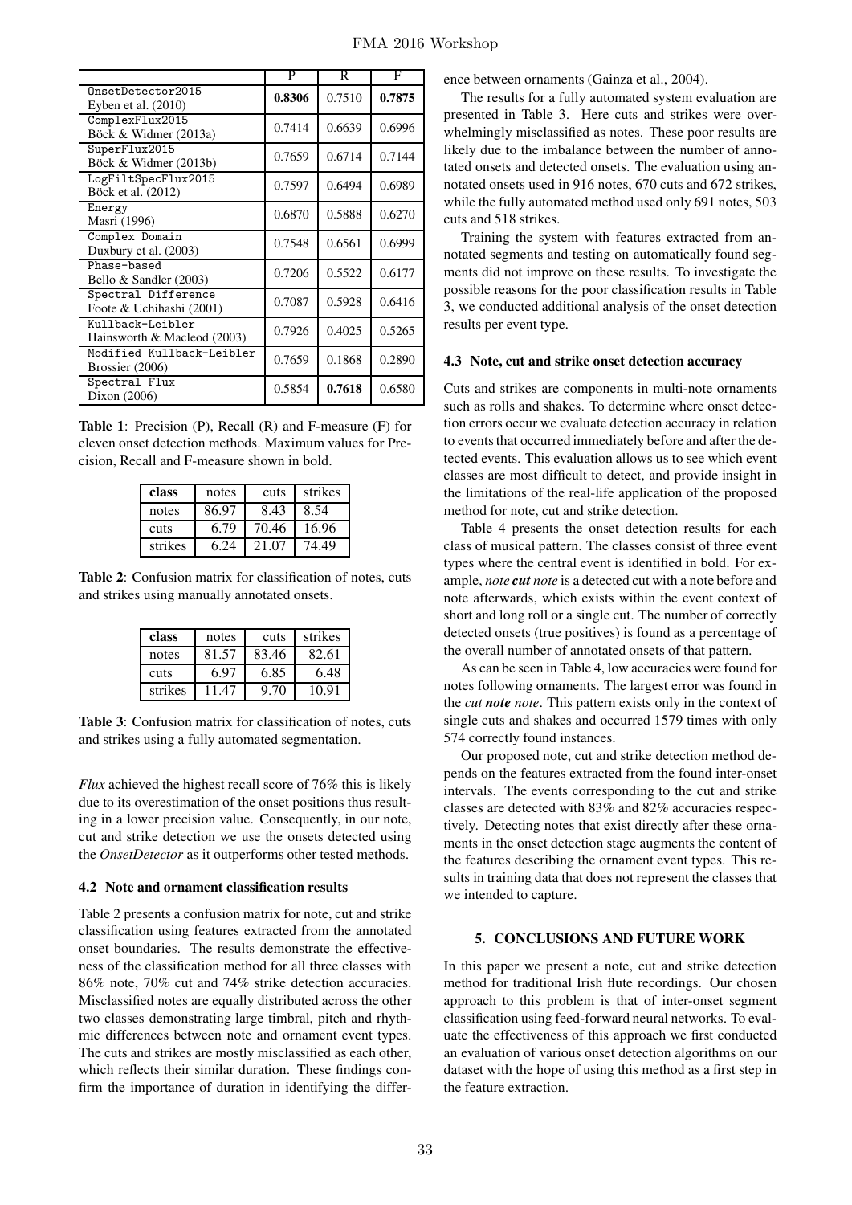| | P | R | F |
|---|---|---|---|
| OnsetDetector2015 Eyben et al. (2010) | **0.8306** | 0.7510 | **0.7875** |
| ComplexFlux2015 Böck & Widmer (2013a) | 0.7414 | 0.6639 | 0.6996 |
| SuperFlux2015 Böck & Widmer (2013b) | 0.7659 | 0.6714 | 0.7144 |
| LogFiltSpecFlux2015 Böck et al. (2012) | 0.7597 | 0.6494 | 0.6989 |
| Energy Masri (1996) | 0.6870 | 0.5888 | 0.6270 |
| Complex Domain Duxbury et al. (2003) | 0.7548 | 0.6561 | 0.6999 |
| Phase-based Bello & Sandler (2003) | 0.7206 | 0.5522 | 0.6177 |
| Spectral Difference Foote & Uchihashi (2001) | 0.7087 | 0.5928 | 0.6416 |
| Kullback-Leibler Hainsworth & Macleod (2003) | 0.7926 | 0.4025 | 0.5265 |
| Modified Kullback-Leibler Brossier (2006) | 0.7659 | 0.1868 | 0.2890 |
| Spectral Flux Dixon (2006) | 0.5854 | **0.7618** | 0.6580 |

**Table 1**: Precision (P), Recall (R) and F-measure (F) for eleven onset detection methods. Maximum values for Precision, Recall and F-measure shown in bold.

| **class** | notes | cuts | strikes |
|---|---|---|---|
| notes | 86.97 | 8.43 | 8.54 |
| cuts | 6.79 | 70.46 | 16.96 |
| strikes | 6.24 | 21.07 | 74.49 |

**Table 2**: Confusion matrix for classification of notes, cuts and strikes using manually annotated onsets.

| **class** | notes | cuts | strikes |
|---|---|---|---|
| notes | 81.57 | 83.46 | 82.61 |
| cuts | 6.97 | 6.85 | 6.48 |
| strikes | 11.47 | 9.70 | 10.91 |

**Table 3**: Confusion matrix for classification of notes, cuts and strikes using a fully automated segmentation.

*Flux* achieved the highest recall score of 76% this is likely due to its overestimation of the onset positions thus resulting in a lower precision value. Consequently, in our note, cut and strike detection we use the onsets detected using the *OnsetDetector* as it outperforms other tested methods.

### 4.2 Note and ornament classification results

Table 2 presents a confusion matrix for note, cut and strike classification using features extracted from the annotated onset boundaries. The results demonstrate the effectiveness of the classification method for all three classes with 86% note, 70% cut and 74% strike detection accuracies. Misclassified notes are equally distributed across the other two classes demonstrating large timbral, pitch and rhythmic differences between note and ornament event types. The cuts and strikes are mostly misclassified as each other, which reflects their similar duration. These findings confirm the importance of duration in identifying the difference between ornaments (Gainza et al., 2004).

The results for a fully automated system evaluation are presented in Table 3. Here cuts and strikes were overwhelmingly misclassified as notes. These poor results are likely due to the imbalance between the number of annotated onsets and detected onsets. The evaluation using annotated onsets used in 916 notes, 670 cuts and 672 strikes, while the fully automated method used only 691 notes, 503 cuts and 518 strikes.

Training the system with features extracted from annotated segments and testing on automatically found segments did not improve on these results. To investigate the possible reasons for the poor classification results in Table 3, we conducted additional analysis of the onset detection results per event type.

### 4.3 Note, cut and strike onset detection accuracy

Cuts and strikes are components in multi-note ornaments such as rolls and shakes. To determine where onset detection errors occur we evaluate detection accuracy in relation to events that occurred immediately before and after the detected events. This evaluation allows us to see which event classes are most difficult to detect, and provide insight in the limitations of the real-life application of the proposed method for note, cut and strike detection.

Table 4 presents the onset detection results for each class of musical pattern. The classes consist of three event types where the central event is identified in bold. For example, *note* ***cut*** *note* is a detected cut with a note before and note afterwards, which exists within the event context of short and long roll or a single cut. The number of correctly detected onsets (true positives) is found as a percentage of the overall number of annotated onsets of that pattern.

As can be seen in Table 4, low accuracies were found for notes following ornaments. The largest error was found in the *cut* ***note*** *note*. This pattern exists only in the context of single cuts and shakes and occurred 1579 times with only 574 correctly found instances.

Our proposed note, cut and strike detection method depends on the features extracted from the found inter-onset intervals. The events corresponding to the cut and strike classes are detected with 83% and 82% accuracies respectively. Detecting notes that exist directly after these ornaments in the onset detection stage augments the content of the features describing the ornament event types. This results in training data that does not represent the classes that we intended to capture.

## 5. CONCLUSIONS AND FUTURE WORK

In this paper we present a note, cut and strike detection method for traditional Irish flute recordings. Our chosen approach to this problem is that of inter-onset segment classification using feed-forward neural networks. To evaluate the effectiveness of this approach we first conducted an evaluation of various onset detection algorithms on our dataset with the hope of using this method as a first step in the feature extraction.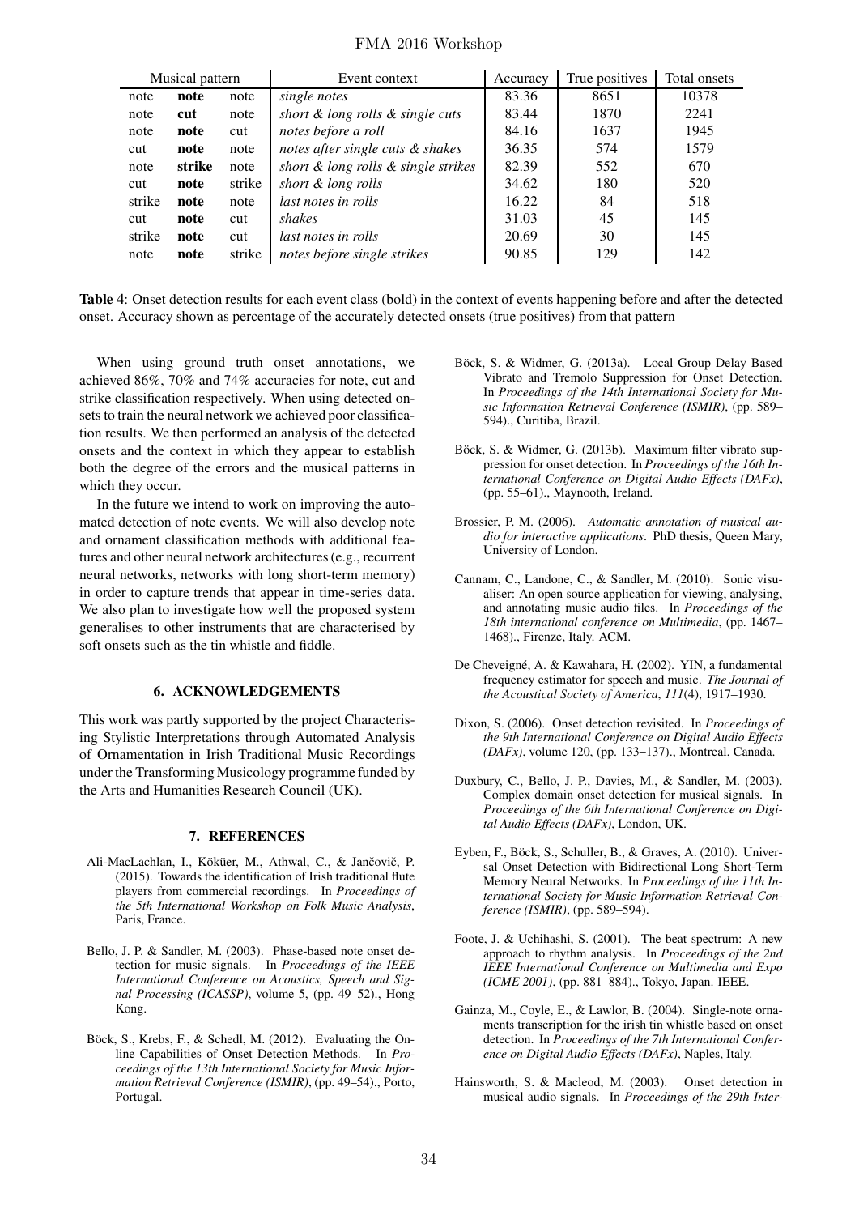| Musical pattern | | | Event context | Accuracy | True positives | Total onsets |
|---|---|---|---|---|---|---|
| note | **note** | note | *single notes* | 83.36 | 8651 | 10378 |
| note | **cut** | note | *short & long rolls & single cuts* | 83.44 | 1870 | 2241 |
| note | **note** | cut | *notes before a roll* | 84.16 | 1637 | 1945 |
| cut | **note** | note | *notes after single cuts & shakes* | 36.35 | 574 | 1579 |
| note | **strike** | note | *short & long rolls & single strikes* | 82.39 | 552 | 670 |
| cut | **note** | strike | *short & long rolls* | 34.62 | 180 | 520 |
| strike | **note** | note | *last notes in rolls* | 16.22 | 84 | 518 |
| cut | **note** | cut | *shakes* | 31.03 | 45 | 145 |
| strike | **note** | cut | *last notes in rolls* | 20.69 | 30 | 145 |
| note | **note** | strike | *notes before single strikes* | 90.85 | 129 | 142 |

**Table 4**: Onset detection results for each event class (bold) in the context of events happening before and after the detected onset. Accuracy shown as percentage of the accurately detected onsets (true positives) from that pattern

When using ground truth onset annotations, we achieved 86%, 70% and 74% accuracies for note, cut and strike classification respectively. When using detected onsets to train the neural network we achieved poor classification results. We then performed an analysis of the detected onsets and the context in which they appear to establish both the degree of the errors and the musical patterns in which they occur.

In the future we intend to work on improving the automated detection of note events. We will also develop note and ornament classification methods with additional features and other neural network architectures (e.g., recurrent neural networks, networks with long short-term memory) in order to capture trends that appear in time-series data. We also plan to investigate how well the proposed system generalises to other instruments that are characterised by soft onsets such as the tin whistle and fiddle.

## 6. ACKNOWLEDGEMENTS

This work was partly supported by the project Characterising Stylistic Interpretations through Automated Analysis of Ornamentation in Irish Traditional Music Recordings under the Transforming Musicology programme funded by the Arts and Humanities Research Council (UK).

## 7. REFERENCES

Ali-MacLachlan, I., Köküer, M., Athwal, C., & Jančovič, P. (2015). Towards the identification of Irish traditional flute players from commercial recordings. In *Proceedings of the 5th International Workshop on Folk Music Analysis*, Paris, France.

Bello, J. P. & Sandler, M. (2003). Phase-based note onset detection for music signals. In *Proceedings of the IEEE International Conference on Acoustics, Speech and Signal Processing (ICASSP)*, volume 5, (pp. 49–52)., Hong Kong.

Böck, S., Krebs, F., & Schedl, M. (2012). Evaluating the Online Capabilities of Onset Detection Methods. In *Proceedings of the 13th International Society for Music Information Retrieval Conference (ISMIR)*, (pp. 49–54)., Porto, Portugal.

Böck, S. & Widmer, G. (2013a). Local Group Delay Based Vibrato and Tremolo Suppression for Onset Detection. In *Proceedings of the 14th International Society for Music Information Retrieval Conference (ISMIR)*, (pp. 589–594)., Curitiba, Brazil.

Böck, S. & Widmer, G. (2013b). Maximum filter vibrato suppression for onset detection. In *Proceedings of the 16th International Conference on Digital Audio Effects (DAFx)*, (pp. 55–61)., Maynooth, Ireland.

Brossier, P. M. (2006). *Automatic annotation of musical audio for interactive applications*. PhD thesis, Queen Mary, University of London.

Cannam, C., Landone, C., & Sandler, M. (2010). Sonic visualiser: An open source application for viewing, analysing, and annotating music audio files. In *Proceedings of the 18th international conference on Multimedia*, (pp. 1467–1468)., Firenze, Italy. ACM.

De Cheveigné, A. & Kawahara, H. (2002). YIN, a fundamental frequency estimator for speech and music. *The Journal of the Acoustical Society of America*, *111*(4), 1917–1930.

Dixon, S. (2006). Onset detection revisited. In *Proceedings of the 9th International Conference on Digital Audio Effects (DAFx)*, volume 120, (pp. 133–137)., Montreal, Canada.

Duxbury, C., Bello, J. P., Davies, M., & Sandler, M. (2003). Complex domain onset detection for musical signals. In *Proceedings of the 6th International Conference on Digital Audio Effects (DAFx)*, London, UK.

Eyben, F., Böck, S., Schuller, B., & Graves, A. (2010). Universal Onset Detection with Bidirectional Long Short-Term Memory Neural Networks. In *Proceedings of the 11th International Society for Music Information Retrieval Conference (ISMIR)*, (pp. 589–594).

Foote, J. & Uchihashi, S. (2001). The beat spectrum: A new approach to rhythm analysis. In *Proceedings of the 2nd IEEE International Conference on Multimedia and Expo (ICME 2001)*, (pp. 881–884)., Tokyo, Japan. IEEE.

Gainza, M., Coyle, E., & Lawlor, B. (2004). Single-note ornaments transcription for the irish tin whistle based on onset detection. In *Proceedings of the 7th International Conference on Digital Audio Effects (DAFx)*, Naples, Italy.

Hainsworth, S. & Macleod, M. (2003). Onset detection in musical audio signals. In *Proceedings of the 29th Inter-*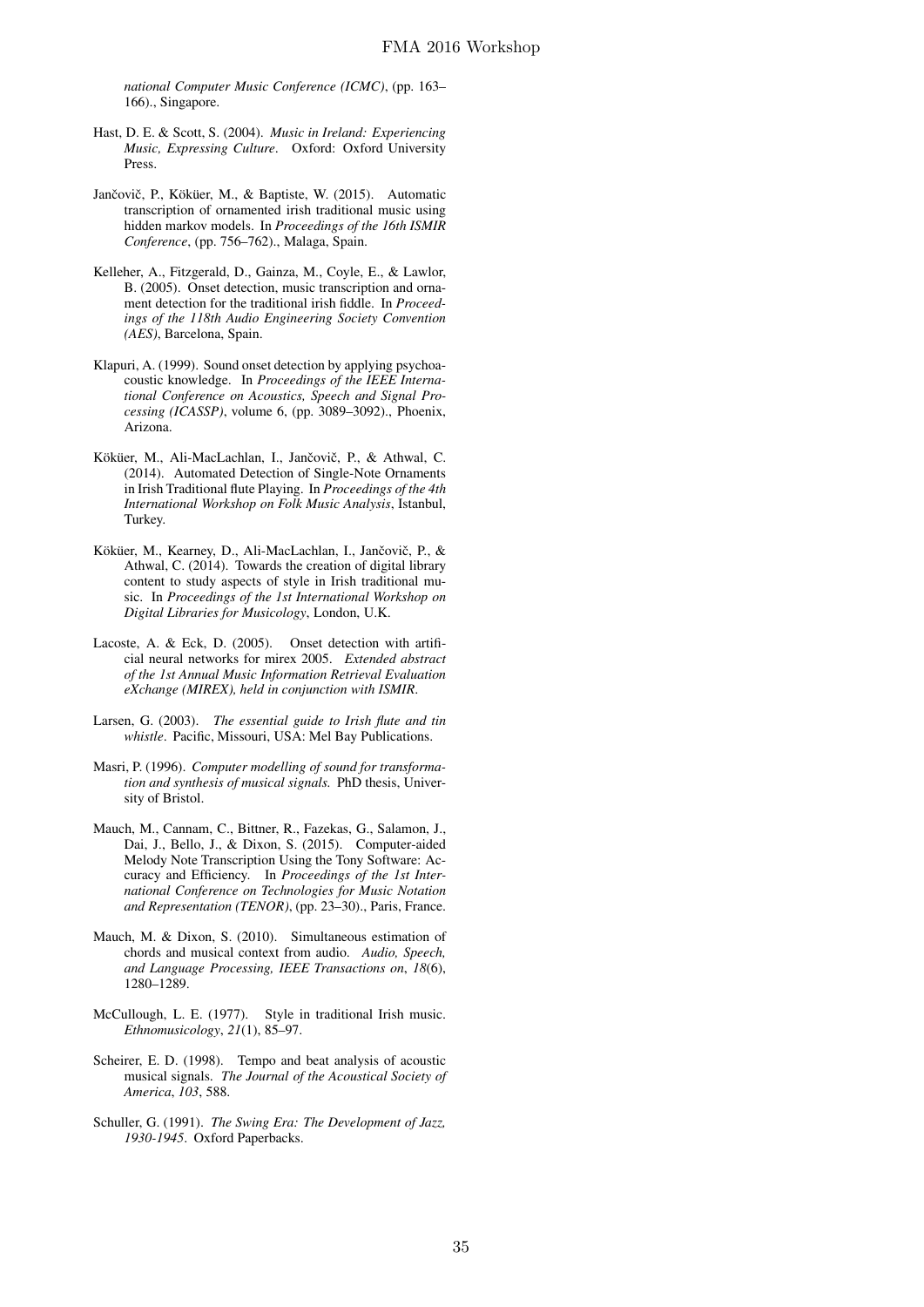*national Computer Music Conference (ICMC)*, (pp. 163–166)., Singapore.

Hast, D. E. & Scott, S. (2004). *Music in Ireland: Experiencing Music, Expressing Culture*. Oxford: Oxford University Press.

Jančovič, P., Köküer, M., & Baptiste, W. (2015). Automatic transcription of ornamented irish traditional music using hidden markov models. In *Proceedings of the 16th ISMIR Conference*, (pp. 756–762)., Malaga, Spain.

Kelleher, A., Fitzgerald, D., Gainza, M., Coyle, E., & Lawlor, B. (2005). Onset detection, music transcription and ornament detection for the traditional irish fiddle. In *Proceedings of the 118th Audio Engineering Society Convention (AES)*, Barcelona, Spain.

Klapuri, A. (1999). Sound onset detection by applying psychoacoustic knowledge. In *Proceedings of the IEEE International Conference on Acoustics, Speech and Signal Processing (ICASSP)*, volume 6, (pp. 3089–3092)., Phoenix, Arizona.

Köküer, M., Ali-MacLachlan, I., Jančovič, P., & Athwal, C. (2014). Automated Detection of Single-Note Ornaments in Irish Traditional flute Playing. In *Proceedings of the 4th International Workshop on Folk Music Analysis*, Istanbul, Turkey.

Köküer, M., Kearney, D., Ali-MacLachlan, I., Jančovič, P., & Athwal, C. (2014). Towards the creation of digital library content to study aspects of style in Irish traditional music. In *Proceedings of the 1st International Workshop on Digital Libraries for Musicology*, London, U.K.

Lacoste, A. & Eck, D. (2005). Onset detection with artificial neural networks for mirex 2005. *Extended abstract of the 1st Annual Music Information Retrieval Evaluation eXchange (MIREX), held in conjunction with ISMIR*.

Larsen, G. (2003). *The essential guide to Irish flute and tin whistle*. Pacific, Missouri, USA: Mel Bay Publications.

Masri, P. (1996). *Computer modelling of sound for transformation and synthesis of musical signals.* PhD thesis, University of Bristol.

Mauch, M., Cannam, C., Bittner, R., Fazekas, G., Salamon, J., Dai, J., Bello, J., & Dixon, S. (2015). Computer-aided Melody Note Transcription Using the Tony Software: Accuracy and Efficiency. In *Proceedings of the 1st International Conference on Technologies for Music Notation and Representation (TENOR)*, (pp. 23–30)., Paris, France.

Mauch, M. & Dixon, S. (2010). Simultaneous estimation of chords and musical context from audio. *Audio, Speech, and Language Processing, IEEE Transactions on*, *18*(6), 1280–1289.

McCullough, L. E. (1977). Style in traditional Irish music. *Ethnomusicology*, *21*(1), 85–97.

Scheirer, E. D. (1998). Tempo and beat analysis of acoustic musical signals. *The Journal of the Acoustical Society of America*, *103*, 588.

Schuller, G. (1991). *The Swing Era: The Development of Jazz, 1930-1945*. Oxford Paperbacks.